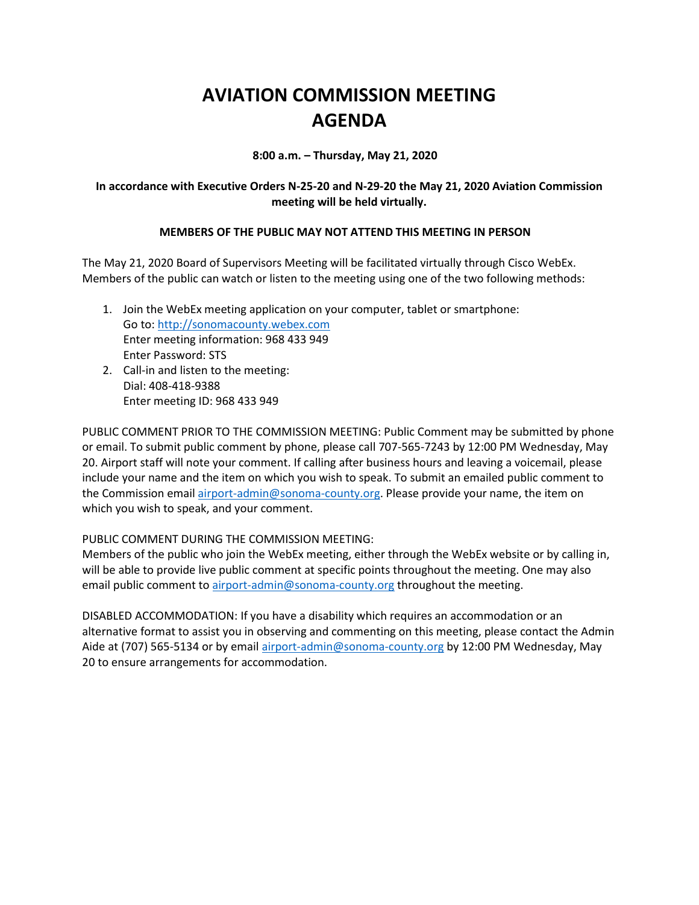# AVIATION COMMISSION MEETING AGENDA

**8:00 a.m. – Thursday, May 21, 2020**

**In accordance with Executive Orders N-25-20 and N-29-20 the May 21, 2020 Aviation Commission meeting will be held virtually.**

**MEMBERS OF THE PUBLIC MAY NOT ATTEND THIS MEETING IN PERSON**

The May 21, 2020 Board of Supervisors Meeting will be facilitated virtually through Cisco WebEx. Members of the public can watch or listen to the meeting using one of the two following methods:

1. Join the WebEx meeting application on your computer, tablet or smartphone:
   Go to: http://sonomacounty.webex.com
   Enter meeting information: 968 433 949
   Enter Password: STS
2. Call-in and listen to the meeting:
   Dial: 408-418-9388
   Enter meeting ID: 968 433 949

PUBLIC COMMENT PRIOR TO THE COMMISSION MEETING: Public Comment may be submitted by phone or email. To submit public comment by phone, please call 707-565-7243 by 12:00 PM Wednesday, May 20. Airport staff will note your comment. If calling after business hours and leaving a voicemail, please include your name and the item on which you wish to speak. To submit an emailed public comment to the Commission email airport-admin@sonoma-county.org. Please provide your name, the item on which you wish to speak, and your comment.

PUBLIC COMMENT DURING THE COMMISSION MEETING:
Members of the public who join the WebEx meeting, either through the WebEx website or by calling in, will be able to provide live public comment at specific points throughout the meeting. One may also email public comment to airport-admin@sonoma-county.org throughout the meeting.

DISABLED ACCOMMODATION: If you have a disability which requires an accommodation or an alternative format to assist you in observing and commenting on this meeting, please contact the Admin Aide at (707) 565-5134 or by email airport-admin@sonoma-county.org by 12:00 PM Wednesday, May 20 to ensure arrangements for accommodation.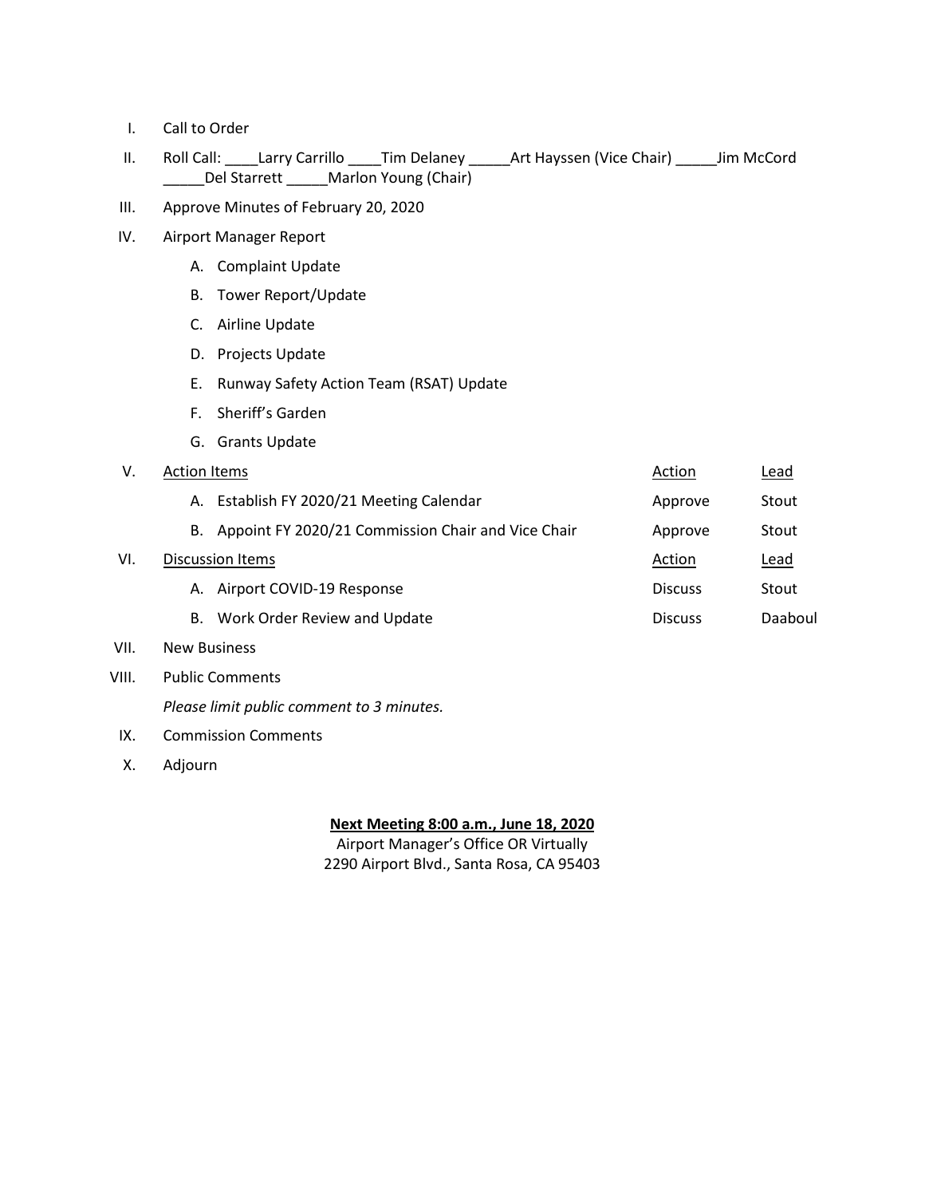I. Call to Order

II. Roll Call: ____Larry Carrillo ____Tim Delaney _____Art Hayssen (Vice Chair) _____Jim McCord _____Del Starrett _____Marlon Young (Chair)

III. Approve Minutes of February 20, 2020

IV. Airport Manager Report

   A. Complaint Update

   B. Tower Report/Update

   C. Airline Update

   D. Projects Update

   E. Runway Safety Action Team (RSAT) Update

   F. Sheriff's Garden

   G. Grants Update

| | | Action | Lead |
|---|---|---|---|
| V. | Action Items | Action | Lead |
| | A. Establish FY 2020/21 Meeting Calendar | Approve | Stout |
| | B. Appoint FY 2020/21 Commission Chair and Vice Chair | Approve | Stout |
| VI. | Discussion Items | Action | Lead |
| | A. Airport COVID-19 Response | Discuss | Stout |
| | B. Work Order Review and Update | Discuss | Daaboul |

VII. New Business

VIII. Public Comments

*Please limit public comment to 3 minutes.*

IX. Commission Comments

X. Adjourn

**Next Meeting 8:00 a.m., June 18, 2020**

Airport Manager's Office OR Virtually

2290 Airport Blvd., Santa Rosa, CA 95403